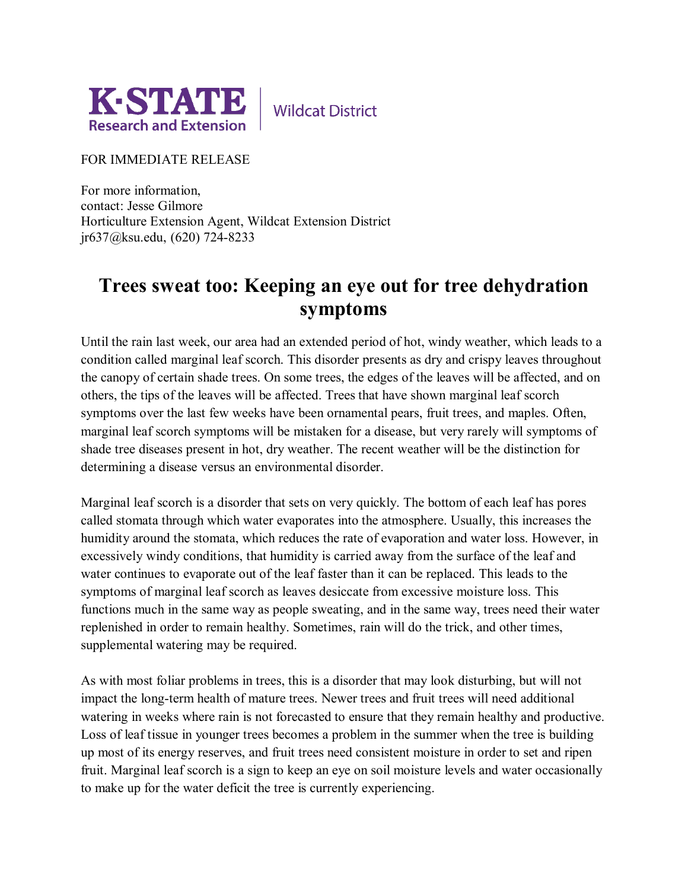K·STATE Research and Extension | Wildcat District

FOR IMMEDIATE RELEASE

For more information,
contact: Jesse Gilmore
Horticulture Extension Agent, Wildcat Extension District
jr637@ksu.edu, (620) 724-8233

# Trees sweat too: Keeping an eye out for tree dehydration symptoms

Until the rain last week, our area had an extended period of hot, windy weather, which leads to a condition called marginal leaf scorch. This disorder presents as dry and crispy leaves throughout the canopy of certain shade trees. On some trees, the edges of the leaves will be affected, and on others, the tips of the leaves will be affected. Trees that have shown marginal leaf scorch symptoms over the last few weeks have been ornamental pears, fruit trees, and maples. Often, marginal leaf scorch symptoms will be mistaken for a disease, but very rarely will symptoms of shade tree diseases present in hot, dry weather. The recent weather will be the distinction for determining a disease versus an environmental disorder.

Marginal leaf scorch is a disorder that sets on very quickly. The bottom of each leaf has pores called stomata through which water evaporates into the atmosphere. Usually, this increases the humidity around the stomata, which reduces the rate of evaporation and water loss. However, in excessively windy conditions, that humidity is carried away from the surface of the leaf and water continues to evaporate out of the leaf faster than it can be replaced. This leads to the symptoms of marginal leaf scorch as leaves desiccate from excessive moisture loss. This functions much in the same way as people sweating, and in the same way, trees need their water replenished in order to remain healthy. Sometimes, rain will do the trick, and other times, supplemental watering may be required.

As with most foliar problems in trees, this is a disorder that may look disturbing, but will not impact the long-term health of mature trees. Newer trees and fruit trees will need additional watering in weeks where rain is not forecasted to ensure that they remain healthy and productive. Loss of leaf tissue in younger trees becomes a problem in the summer when the tree is building up most of its energy reserves, and fruit trees need consistent moisture in order to set and ripen fruit. Marginal leaf scorch is a sign to keep an eye on soil moisture levels and water occasionally to make up for the water deficit the tree is currently experiencing.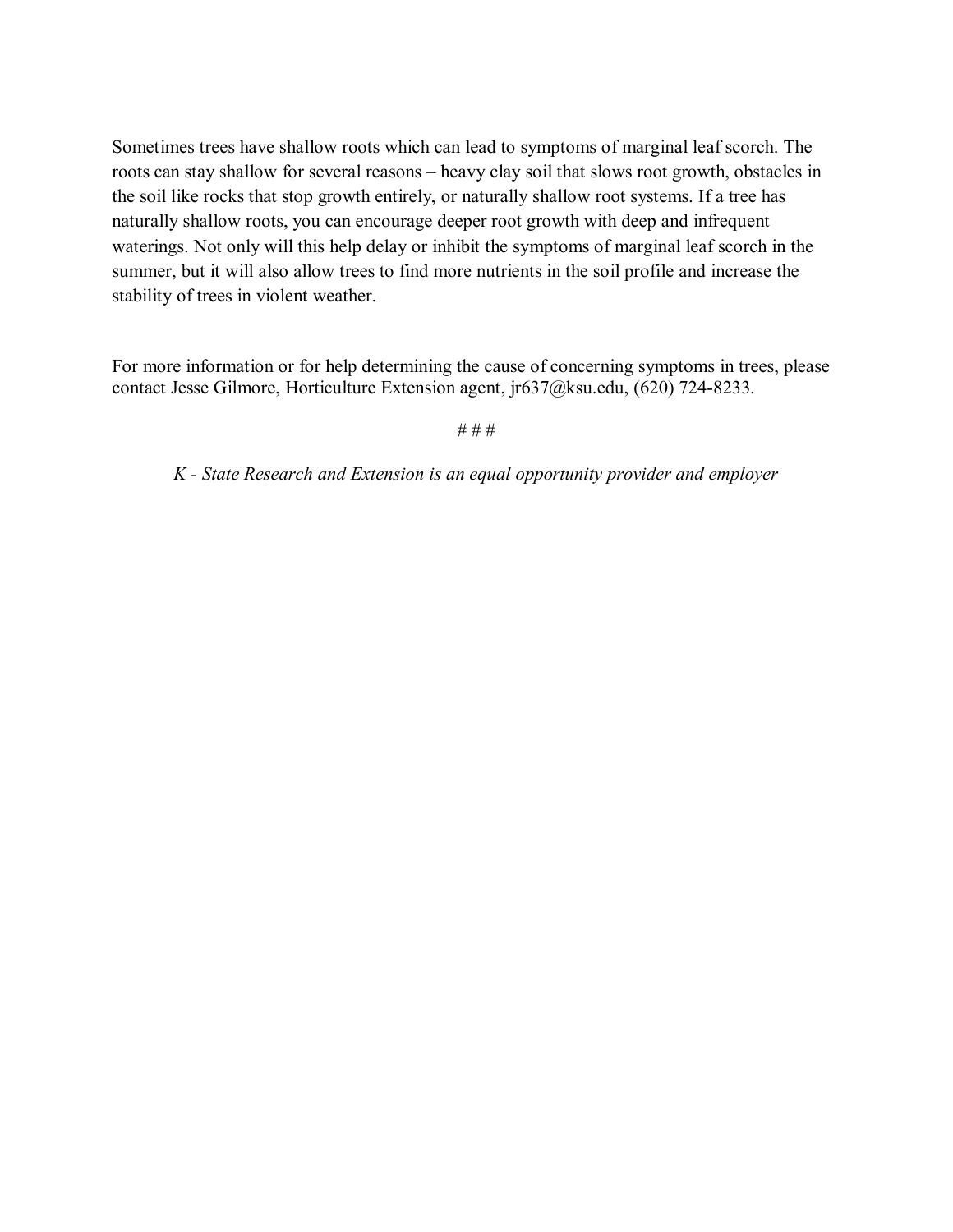Sometimes trees have shallow roots which can lead to symptoms of marginal leaf scorch. The roots can stay shallow for several reasons – heavy clay soil that slows root growth, obstacles in the soil like rocks that stop growth entirely, or naturally shallow root systems. If a tree has naturally shallow roots, you can encourage deeper root growth with deep and infrequent waterings. Not only will this help delay or inhibit the symptoms of marginal leaf scorch in the summer, but it will also allow trees to find more nutrients in the soil profile and increase the stability of trees in violent weather.

For more information or for help determining the cause of concerning symptoms in trees, please contact Jesse Gilmore, Horticulture Extension agent, jr637@ksu.edu, (620) 724-8233.

# # #

*K - State Research and Extension is an equal opportunity provider and employer*